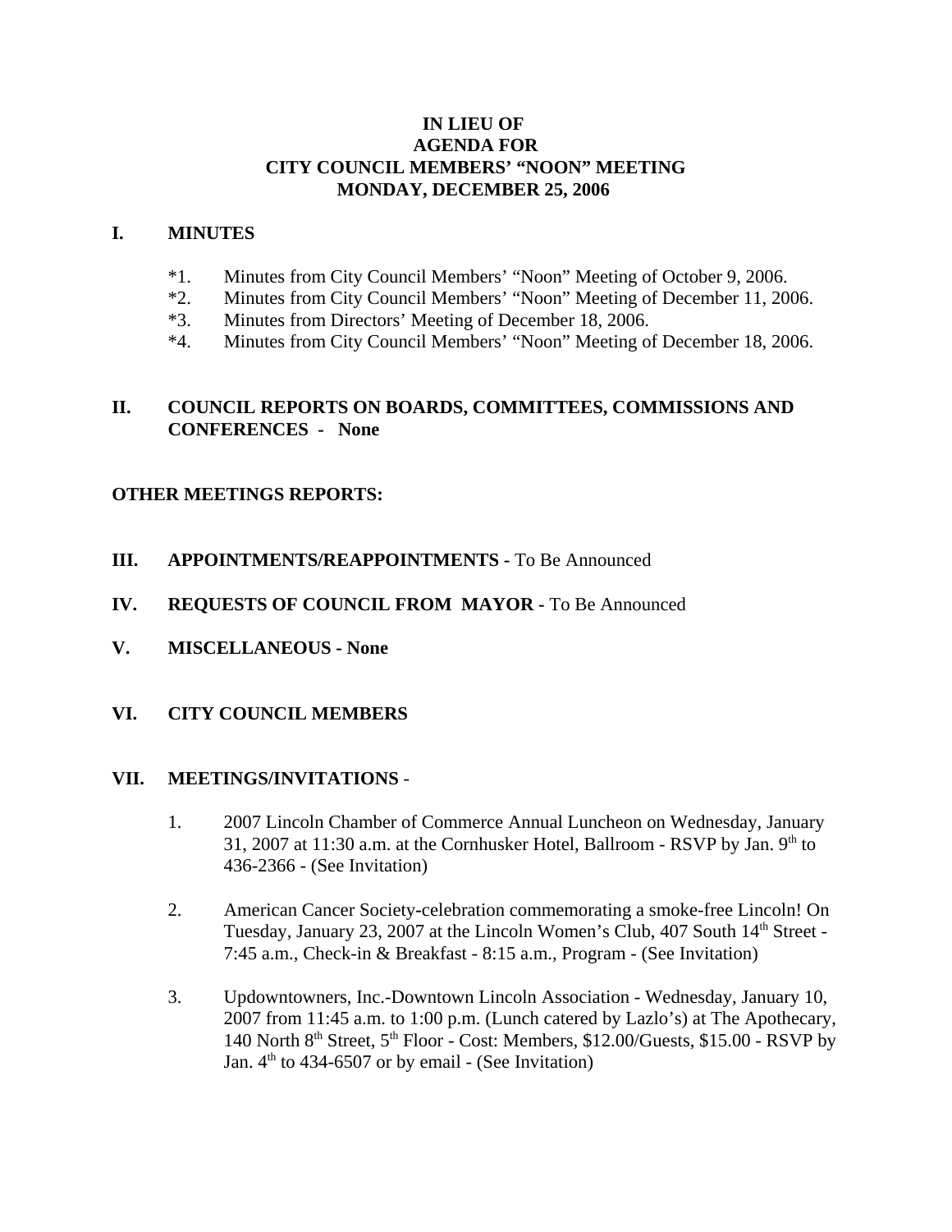# IN LIEU OF
# AGENDA FOR
# CITY COUNCIL MEMBERS' "NOON" MEETING
# MONDAY, DECEMBER 25, 2006

## I. MINUTES

*1. Minutes from City Council Members' "Noon" Meeting of October 9, 2006.
*2. Minutes from City Council Members' "Noon" Meeting of December 11, 2006.
*3. Minutes from Directors' Meeting of December 18, 2006.
*4. Minutes from City Council Members' "Noon" Meeting of December 18, 2006.

## II. COUNCIL REPORTS ON BOARDS, COMMITTEES, COMMISSIONS AND CONFERENCES - None

**OTHER MEETINGS REPORTS:**

## III. APPOINTMENTS/REAPPOINTMENTS - To Be Announced

## IV. REQUESTS OF COUNCIL FROM MAYOR - To Be Announced

## V. MISCELLANEOUS - None

## VI. CITY COUNCIL MEMBERS

## VII. MEETINGS/INVITATIONS -

1. 2007 Lincoln Chamber of Commerce Annual Luncheon on Wednesday, January 31, 2007 at 11:30 a.m. at the Cornhusker Hotel, Ballroom - RSVP by Jan. 9th to 436-2366 - (See Invitation)

2. American Cancer Society-celebration commemorating a smoke-free Lincoln! On Tuesday, January 23, 2007 at the Lincoln Women's Club, 407 South 14th Street - 7:45 a.m., Check-in & Breakfast - 8:15 a.m., Program - (See Invitation)

3. Updowntowners, Inc.-Downtown Lincoln Association - Wednesday, January 10, 2007 from 11:45 a.m. to 1:00 p.m. (Lunch catered by Lazlo's) at The Apothecary, 140 North 8th Street, 5th Floor - Cost: Members, $12.00/Guests, $15.00 - RSVP by Jan. 4th to 434-6507 or by email - (See Invitation)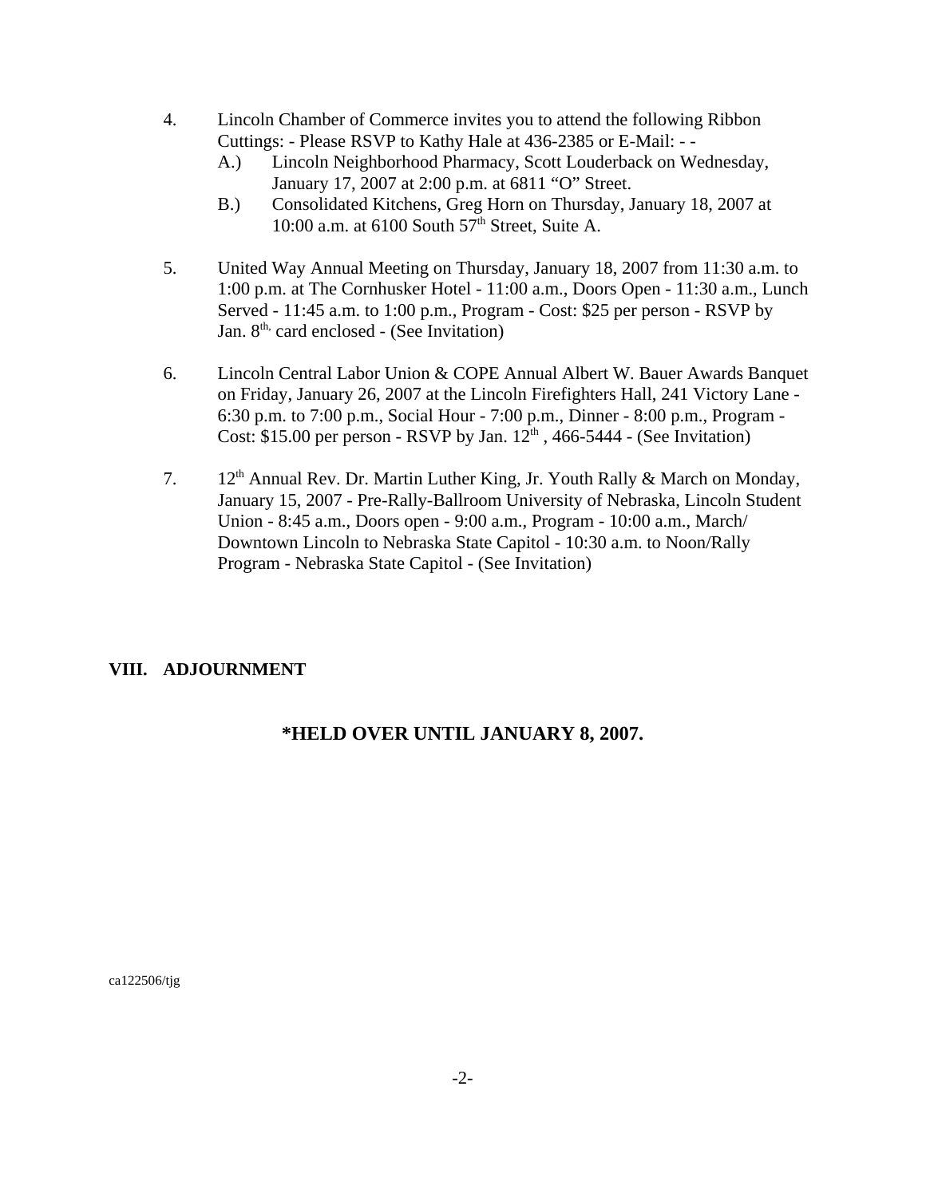4. Lincoln Chamber of Commerce invites you to attend the following Ribbon Cuttings: - Please RSVP to Kathy Hale at 436-2385 or E-Mail: - -
   A.) Lincoln Neighborhood Pharmacy, Scott Louderback on Wednesday, January 17, 2007 at 2:00 p.m. at 6811 "O" Street.
   B.) Consolidated Kitchens, Greg Horn on Thursday, January 18, 2007 at 10:00 a.m. at 6100 South 57th Street, Suite A.

5. United Way Annual Meeting on Thursday, January 18, 2007 from 11:30 a.m. to 1:00 p.m. at The Cornhusker Hotel - 11:00 a.m., Doors Open - 11:30 a.m., Lunch Served - 11:45 a.m. to 1:00 p.m., Program - Cost: $25 per person - RSVP by Jan. 8th, card enclosed - (See Invitation)

6. Lincoln Central Labor Union & COPE Annual Albert W. Bauer Awards Banquet on Friday, January 26, 2007 at the Lincoln Firefighters Hall, 241 Victory Lane - 6:30 p.m. to 7:00 p.m., Social Hour - 7:00 p.m., Dinner - 8:00 p.m., Program - Cost: $15.00 per person - RSVP by Jan. 12th , 466-5444 - (See Invitation)

7. 12th Annual Rev. Dr. Martin Luther King, Jr. Youth Rally & March on Monday, January 15, 2007 - Pre-Rally-Ballroom University of Nebraska, Lincoln Student Union - 8:45 a.m., Doors open - 9:00 a.m., Program - 10:00 a.m., March/ Downtown Lincoln to Nebraska State Capitol - 10:30 a.m. to Noon/Rally Program - Nebraska State Capitol - (See Invitation)

**VIII. ADJOURNMENT**

**\*HELD OVER UNTIL JANUARY 8, 2007.**

ca122506/tjg